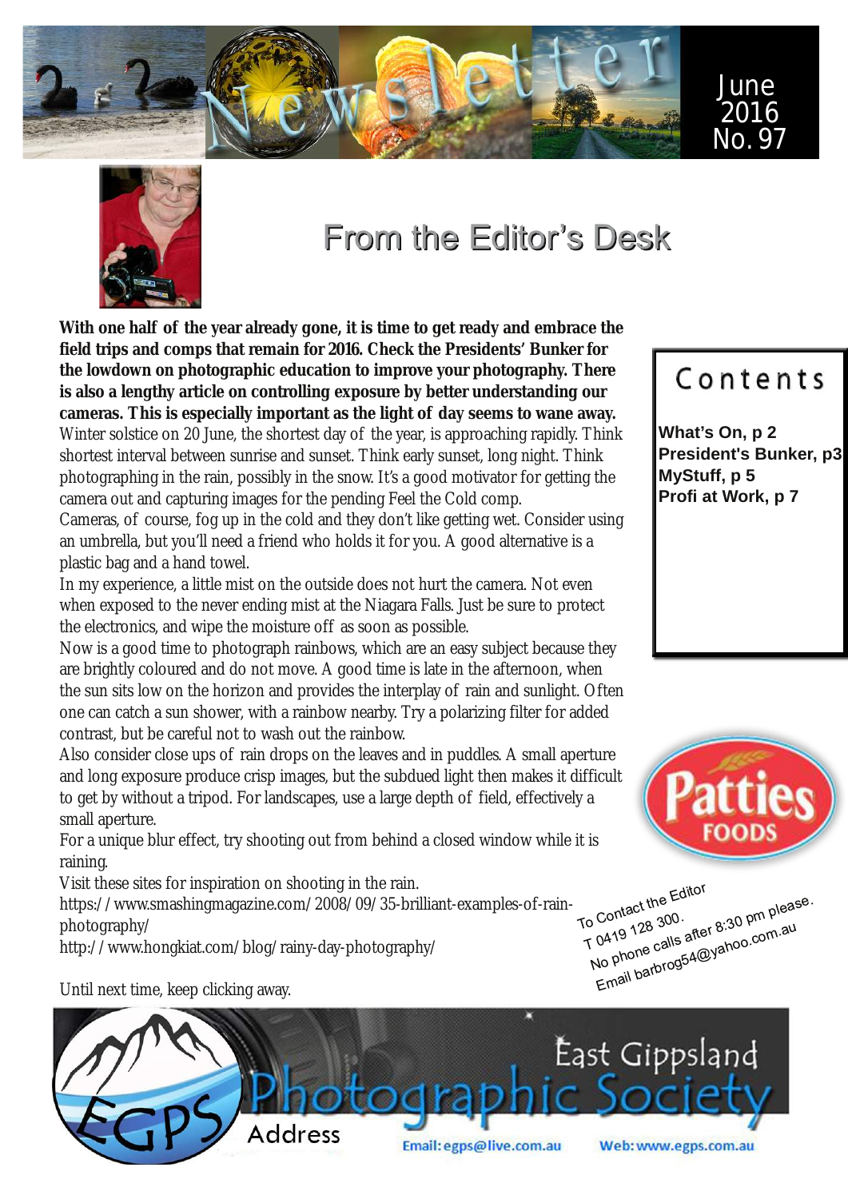# Newsletter

June 2016
No. 97

## From the Editor's Desk

**With one half of the year already gone, it is time to get ready and embrace the field trips and comps that remain for 2016. Check the Presidents' Bunker for the lowdown on photographic education to improve your photography. There is also a lengthy article on controlling exposure by better understanding our cameras. This is especially important as the light of day seems to wane away.**

Winter solstice on 20 June, the shortest day of the year, is approaching rapidly. Think shortest interval between sunrise and sunset. Think early sunset, long night. Think photographing in the rain, possibly in the snow. It's a good motivator for getting the camera out and capturing images for the pending Feel the Cold comp.

Cameras, of course, fog up in the cold and they don't like getting wet. Consider using an umbrella, but you'll need a friend who holds it for you. A good alternative is a plastic bag and a hand towel.

In my experience, a little mist on the outside does not hurt the camera. Not even when exposed to the never ending mist at the Niagara Falls. Just be sure to protect the electronics, and wipe the moisture off as soon as possible.

Now is a good time to photograph rainbows, which are an easy subject because they are brightly coloured and do not move. A good time is late in the afternoon, when the sun sits low on the horizon and provides the interplay of rain and sunlight. Often one can catch a sun shower, with a rainbow nearby. Try a polarizing filter for added contrast, but be careful not to wash out the rainbow.

Also consider close ups of rain drops on the leaves and in puddles. A small aperture and long exposure produce crisp images, but the subdued light then makes it difficult to get by without a tripod. For landscapes, use a large depth of field, effectively a small aperture.

For a unique blur effect, try shooting out from behind a closed window while it is raining.

Visit these sites for inspiration on shooting in the rain.

https://www.smashingmagazine.com/2008/09/35-brilliant-examples-of-rain-photography/

http://www.hongkiat.com/blog/rainy-day-photography/

Until next time, keep clicking away.

## Contents

**What's On, p 2**
**President's Bunker, p3**
**MyStuff, p 5**
**Profi at Work, p 7**

Patties FOODS

To Contact the Editor
T 0419 128 300.
No phone calls after 8:30 pm please.
Email barbrog54@yahoo.com.au

East Gippsland Photographic Society
Address
Email: egps@live.com.au
Web: www.egps.com.au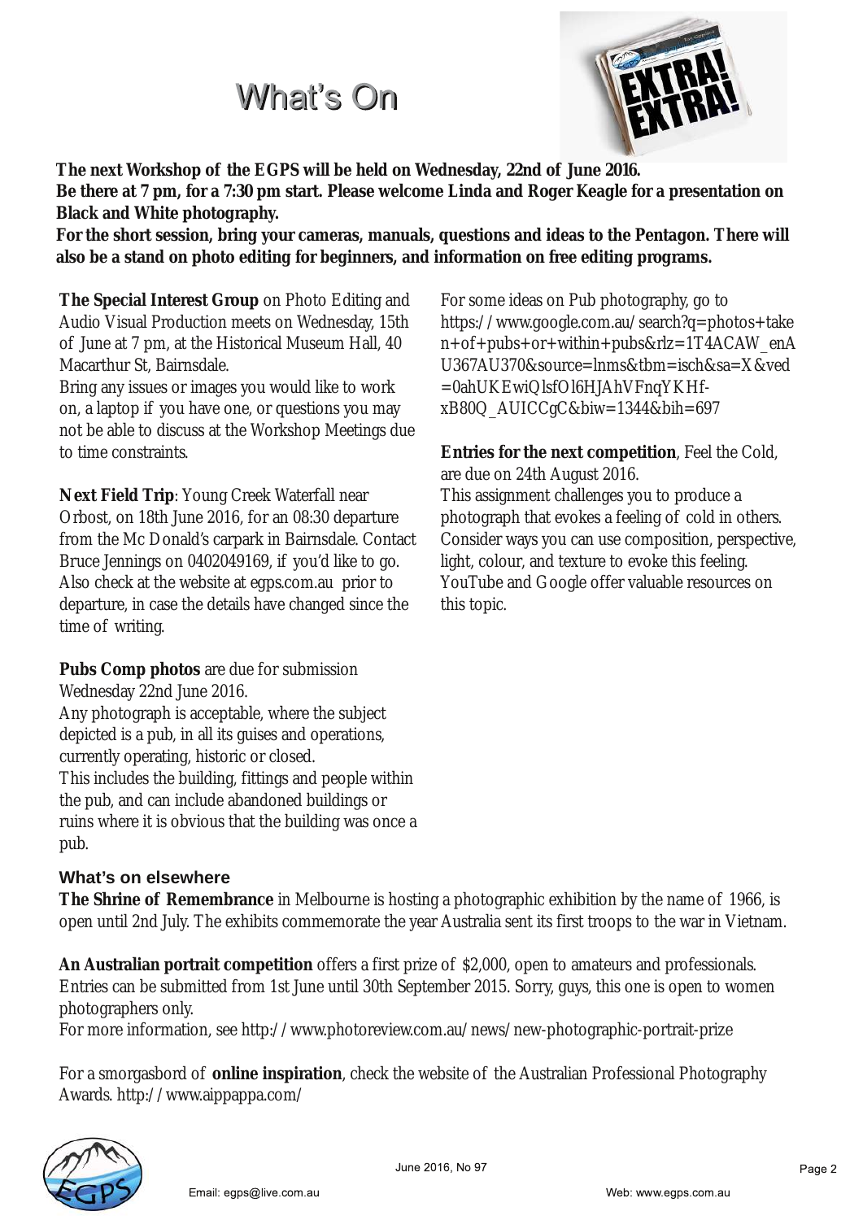# What's On

**The next Workshop of the EGPS will be held on Wednesday, 22nd of June 2016.**
**Be there at 7 pm, for a 7:30 pm start. Please welcome Linda and Roger Keagle for a presentation on Black and White photography.**
**For the short session, bring your cameras, manuals, questions and ideas to the Pentagon. There will also be a stand on photo editing for beginners, and information on free editing programs.**

**The Special Interest Group** on Photo Editing and Audio Visual Production meets on Wednesday, 15th of June at 7 pm, at the Historical Museum Hall, 40 Macarthur St, Bairnsdale.
Bring any issues or images you would like to work on, a laptop if you have one, or questions you may not be able to discuss at the Workshop Meetings due to time constraints.

**Next Field Trip**: Young Creek Waterfall near Orbost, on 18th June 2016, for an 08:30 departure from the Mc Donald's carpark in Bairnsdale. Contact Bruce Jennings on 0402049169, if you'd like to go. Also check at the website at egps.com.au prior to departure, in case the details have changed since the time of writing.

**Pubs Comp photos** are due for submission Wednesday 22nd June 2016.
Any photograph is acceptable, where the subject depicted is a pub, in all its guises and operations, currently operating, historic or closed.
This includes the building, fittings and people within the pub, and can include abandoned buildings or ruins where it is obvious that the building was once a pub.

For some ideas on Pub photography, go to https://www.google.com.au/search?q=photos+taken+of+pubs+or+within+pubs&rlz=1T4ACAW_enAU367AU370&source=lnms&tbm=isch&sa=X&ved=0ahUKEwiQlsfOl6HJAhVFnqYKHf-xB80Q_AUICCgC&biw=1344&bih=697

**Entries for the next competition**, Feel the Cold, are due on 24th August 2016.
This assignment challenges you to produce a photograph that evokes a feeling of cold in others. Consider ways you can use composition, perspective, light, colour, and texture to evoke this feeling. YouTube and Google offer valuable resources on this topic.

### What's on elsewhere

**The Shrine of Remembrance** in Melbourne is hosting a photographic exhibition by the name of 1966, is open until 2nd July. The exhibits commemorate the year Australia sent its first troops to the war in Vietnam.

**An Australian portrait competition** offers a first prize of $2,000, open to amateurs and professionals. Entries can be submitted from 1st June until 30th September 2015. Sorry, guys, this one is open to women photographers only.
For more information, see http://www.photoreview.com.au/news/new-photographic-portrait-prize

For a smorgasbord of **online inspiration**, check the website of the Australian Professional Photography Awards. http://www.aippappa.com/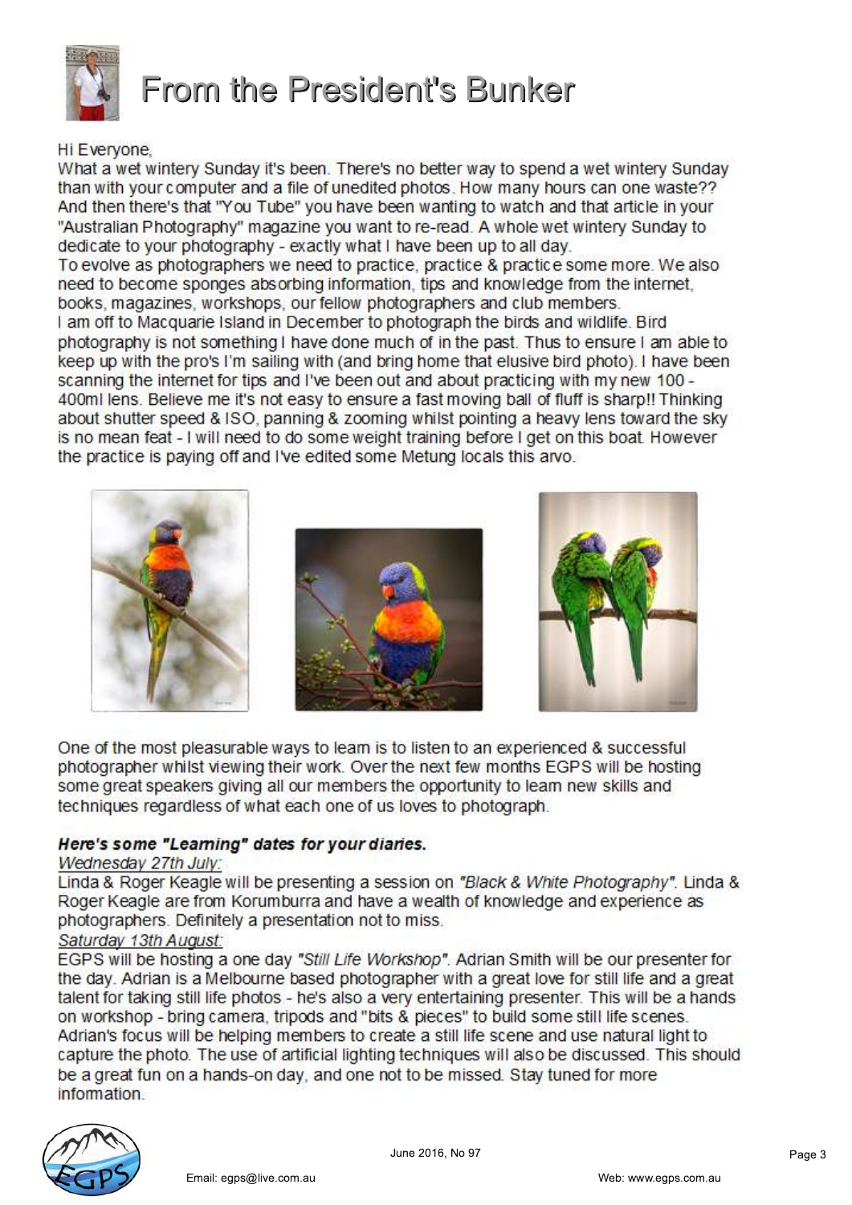# From the President's Bunker

Hi Everyone,

What a wet wintery Sunday it's been. There's no better way to spend a wet wintery Sunday than with your computer and a file of unedited photos. How many hours can one waste?? And then there's that "You Tube" you have been wanting to watch and that article in your "Australian Photography" magazine you want to re-read. A whole wet wintery Sunday to dedicate to your photography - exactly what I have been up to all day.

To evolve as photographers we need to practice, practice & practice some more. We also need to become sponges absorbing information, tips and knowledge from the internet, books, magazines, workshops, our fellow photographers and club members.

I am off to Macquarie Island in December to photograph the birds and wildlife. Bird photography is not something I have done much of in the past. Thus to ensure I am able to keep up with the pro's I'm sailing with (and bring home that elusive bird photo). I have been scanning the internet for tips and I've been out and about practicing with my new 100 - 400ml lens. Believe me it's not easy to ensure a fast moving ball of fluff is sharp!! Thinking about shutter speed & ISO, panning & zooming whilst pointing a heavy lens toward the sky is no mean feat - I will need to do some weight training before I get on this boat. However the practice is paying off and I've edited some Metung locals this arvo.

One of the most pleasurable ways to learn is to listen to an experienced & successful photographer whilst viewing their work. Over the next few months EGPS will be hosting some great speakers giving all our members the opportunity to learn new skills and techniques regardless of what each one of us loves to photograph.

***Here's some "Learning" dates for your diaries.***

*Wednesday 27th July:*

Linda & Roger Keagle will be presenting a session on *"Black & White Photography"*. Linda & Roger Keagle are from Korumburra and have a wealth of knowledge and experience as photographers. Definitely a presentation not to miss.

*Saturday 13th August:*

EGPS will be hosting a one day *"Still Life Workshop"*. Adrian Smith will be our presenter for the day. Adrian is a Melbourne based photographer with a great love for still life and a great talent for taking still life photos - he's also a very entertaining presenter. This will be a hands on workshop - bring camera, tripods and "bits & pieces" to build some still life scenes. Adrian's focus will be helping members to create a still life scene and use natural light to capture the photo. The use of artificial lighting techniques will also be discussed. This should be a great fun on a hands-on day, and one not to be missed. Stay tuned for more information.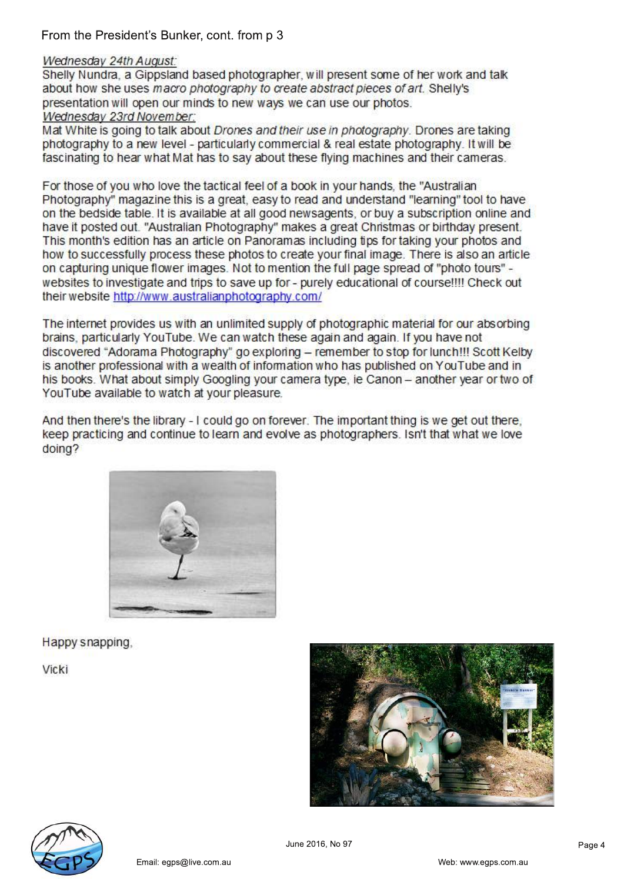From the President's Bunker, cont. from p 3

Wednesday 24th August:
Shelly Nundra, a Gippsland based photographer, will present some of her work and talk about how she uses *macro photography to create abstract pieces of art*. Shelly's presentation will open our minds to new ways we can use our photos.

Wednesday 23rd November:
Mat White is going to talk about *Drones and their use in photography*. Drones are taking photography to a new level - particularly commercial & real estate photography. It will be fascinating to hear what Mat has to say about these flying machines and their cameras.

For those of you who love the tactical feel of a book in your hands, the "Australian Photography" magazine this is a great, easy to read and understand "learning" tool to have on the bedside table. It is available at all good newsagents, or buy a subscription online and have it posted out. "Australian Photography" makes a great Christmas or birthday present. This month's edition has an article on Panoramas including tips for taking your photos and how to successfully process these photos to create your final image. There is also an article on capturing unique flower images. Not to mention the full page spread of "photo tours" - websites to investigate and trips to save up for - purely educational of course!!!! Check out their website http://www.australianphotography.com/

The internet provides us with an unlimited supply of photographic material for our absorbing brains, particularly YouTube. We can watch these again and again. If you have not discovered "Adorama Photography" go exploring – remember to stop for lunch!!! Scott Kelby is another professional with a wealth of information who has published on YouTube and in his books. What about simply Googling your camera type, ie Canon – another year or two of YouTube available to watch at your pleasure.

And then there's the library - I could go on forever. The important thing is we get out there, keep practicing and continue to learn and evolve as photographers. Isn't that what we love doing?

Happy snapping,

Vicki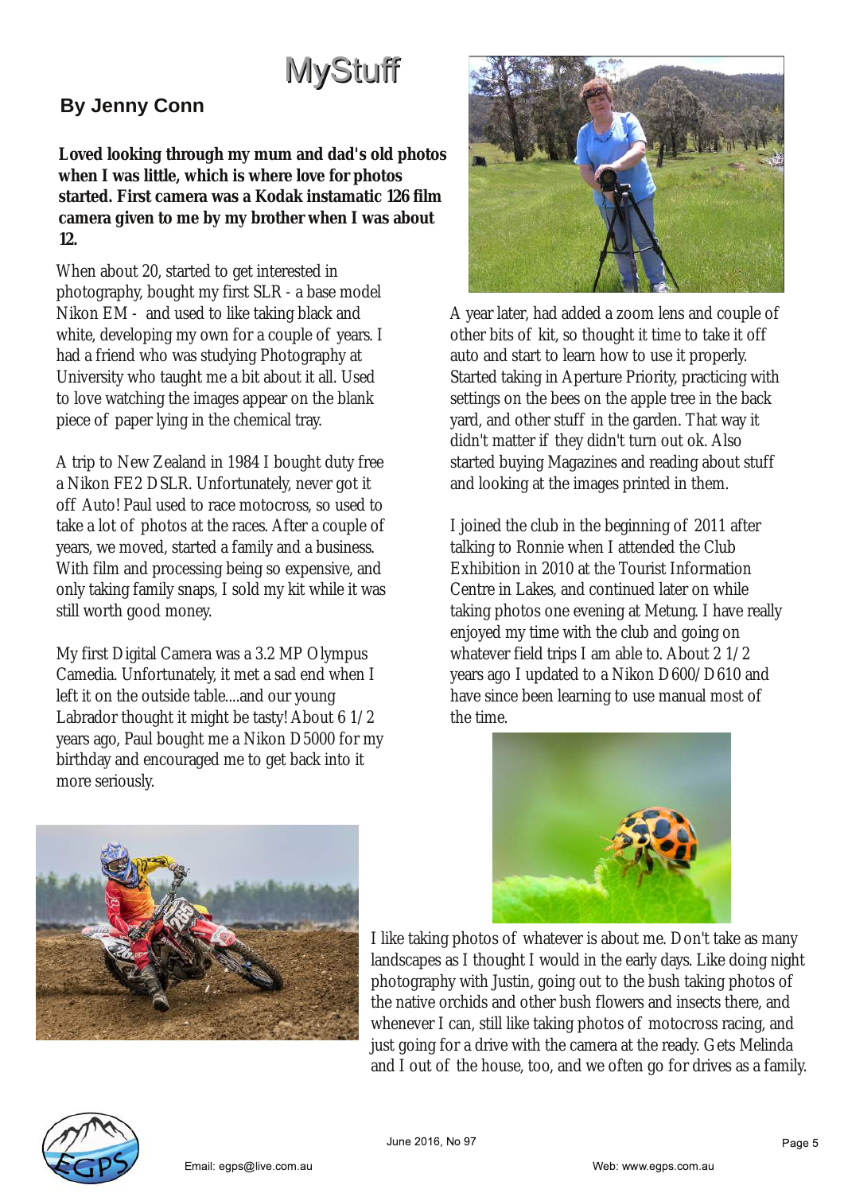# MyStuff

## By Jenny Conn

**Loved looking through my mum and dad's old photos when I was little, which is where love for photos started. First camera was a Kodak instamatic 126 film camera given to me by my brother when I was about 12.**

When about 20, started to get interested in photography, bought my first SLR - a base model Nikon EM - and used to like taking black and white, developing my own for a couple of years. I had a friend who was studying Photography at University who taught me a bit about it all. Used to love watching the images appear on the blank piece of paper lying in the chemical tray.

A trip to New Zealand in 1984 I bought duty free a Nikon FE2 DSLR. Unfortunately, never got it off Auto! Paul used to race motocross, so used to take a lot of photos at the races. After a couple of years, we moved, started a family and a business. With film and processing being so expensive, and only taking family snaps, I sold my kit while it was still worth good money.

My first Digital Camera was a 3.2 MP Olympus Camedia. Unfortunately, it met a sad end when I left it on the outside table....and our young Labrador thought it might be tasty! About 6 1/2 years ago, Paul bought me a Nikon D5000 for my birthday and encouraged me to get back into it more seriously.

A year later, had added a zoom lens and couple of other bits of kit, so thought it time to take it off auto and start to learn how to use it properly. Started taking in Aperture Priority, practicing with settings on the bees on the apple tree in the back yard, and other stuff in the garden. That way it didn't matter if they didn't turn out ok. Also started buying Magazines and reading about stuff and looking at the images printed in them.

I joined the club in the beginning of 2011 after talking to Ronnie when I attended the Club Exhibition in 2010 at the Tourist Information Centre in Lakes, and continued later on while taking photos one evening at Metung. I have really enjoyed my time with the club and going on whatever field trips I am able to. About 2 1/2 years ago I updated to a Nikon D600/D610 and have since been learning to use manual most of the time.

I like taking photos of whatever is about me. Don't take as many landscapes as I thought I would in the early days. Like doing night photography with Justin, going out to the bush taking photos of the native orchids and other bush flowers and insects there, and whenever I can, still like taking photos of motocross racing, and just going for a drive with the camera at the ready. Gets Melinda and I out of the house, too, and we often go for drives as a family.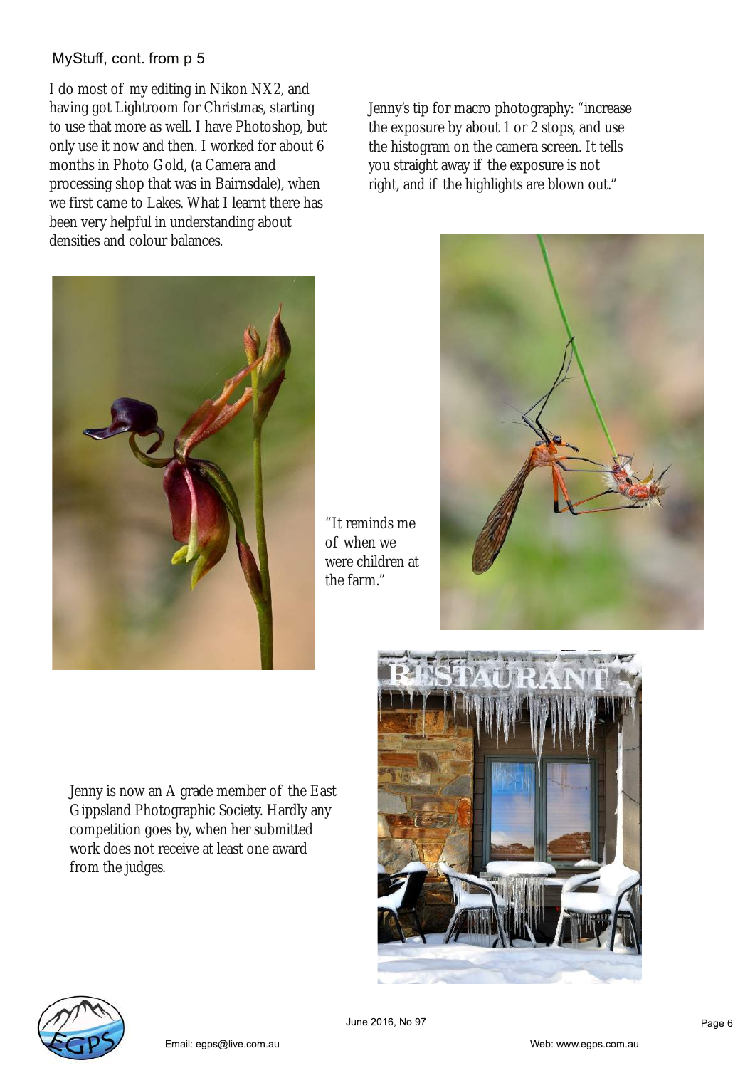MyStuff, cont. from p 5

I do most of my editing in Nikon NX2, and having got Lightroom for Christmas, starting to use that more as well. I have Photoshop, but only use it now and then. I worked for about 6 months in Photo Gold, (a Camera and processing shop that was in Bairnsdale), when we first came to Lakes. What I learnt there has been very helpful in understanding about densities and colour balances.

Jenny's tip for macro photography: "increase the exposure by about 1 or 2 stops, and use the histogram on the camera screen. It tells you straight away if the exposure is not right, and if the highlights are blown out."

"It reminds me of when we were children at the farm."

Jenny is now an A grade member of the East Gippsland Photographic Society. Hardly any competition goes by, when her submitted work does not receive at least one award from the judges.

Email: egps@live.com.au

Web: www.egps.com.au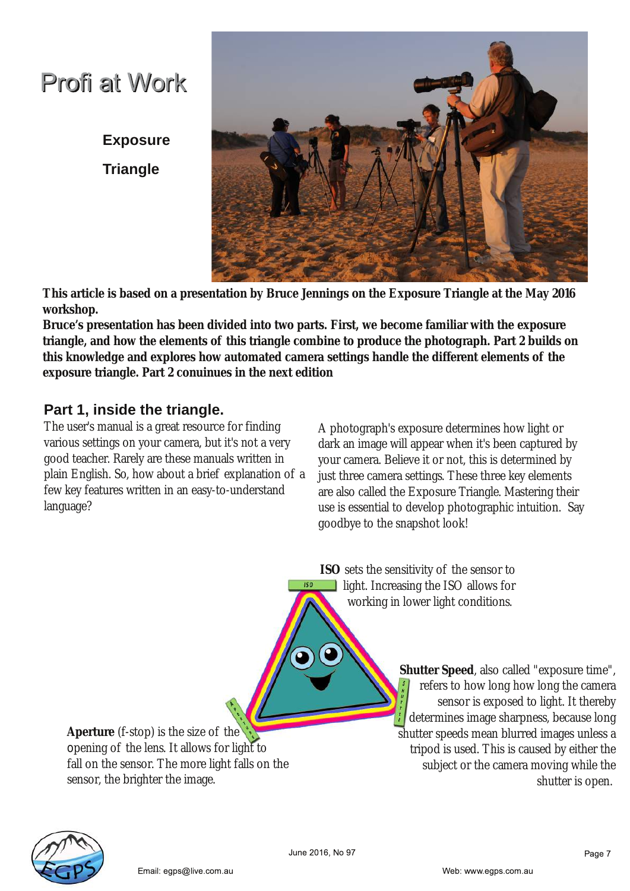# Profi at Work

**Exposure**

**Triangle**

**This article is based on a presentation by Bruce Jennings on the Exposure Triangle at the May 2016 workshop.**

**Bruce's presentation has been divided into two parts. First, we become familiar with the exposure triangle, and how the elements of this triangle combine to produce the photograph. Part 2 builds on this knowledge and explores how automated camera settings handle the different elements of the exposure triangle. Part 2 conuinues in the next edition**

## Part 1, inside the triangle.

The user's manual is a great resource for finding various settings on your camera, but it's not a very good teacher. Rarely are these manuals written in plain English. So, how about a brief explanation of a few key features written in an easy-to-understand language?

A photograph's exposure determines how light or dark an image will appear when it's been captured by your camera. Believe it or not, this is determined by just three camera settings. These three key elements are also called the Exposure Triangle. Mastering their use is essential to develop photographic intuition. Say goodbye to the snapshot look!

**ISO** sets the sensitivity of the sensor to light. Increasing the ISO allows for working in lower light conditions.

**Shutter Speed**, also called "exposure time", refers to how long how long the camera sensor is exposed to light. It thereby determines image sharpness, because long shutter speeds mean blurred images unless a tripod is used. This is caused by either the subject or the camera moving while the shutter is open.

**Aperture** (f-stop) is the size of the opening of the lens. It allows for light to fall on the sensor. The more light falls on the sensor, the brighter the image.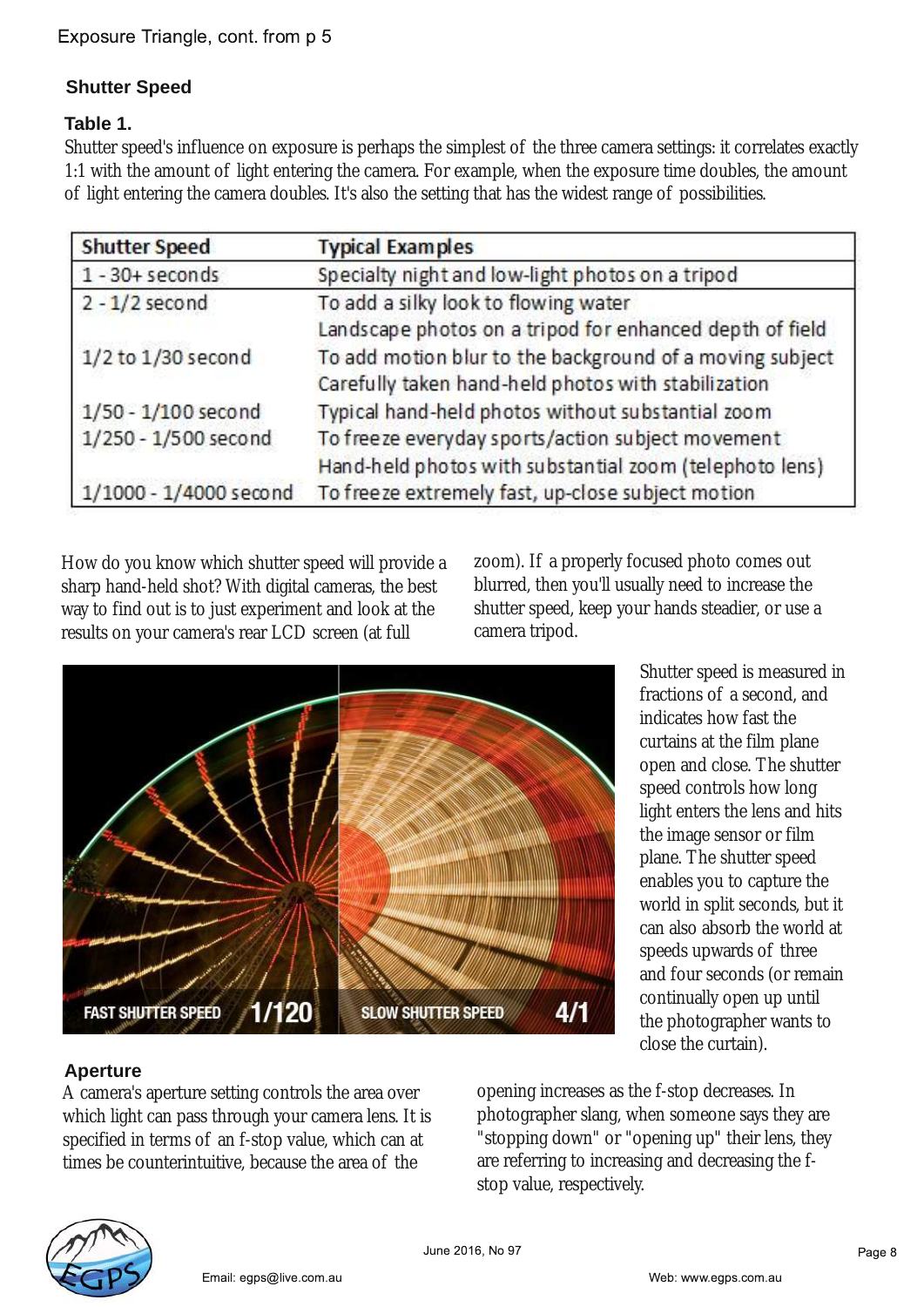Exposure Triangle, cont. from p 5

## Shutter Speed

### Table 1.

Shutter speed's influence on exposure is perhaps the simplest of the three camera settings: it correlates exactly 1:1 with the amount of light entering the camera. For example, when the exposure time doubles, the amount of light entering the camera doubles. It's also the setting that has the widest range of possibilities.

| Shutter Speed | Typical Examples |
| --- | --- |
| 1 - 30+ seconds | Specialty night and low-light photos on a tripod |
| 2 - 1/2 second | To add a silky look to flowing water<br>Landscape photos on a tripod for enhanced depth of field |
| 1/2 to 1/30 second | To add motion blur to the background of a moving subject<br>Carefully taken hand-held photos with stabilization |
| 1/50 - 1/100 second | Typical hand-held photos without substantial zoom |
| 1/250 - 1/500 second | To freeze everyday sports/action subject movement<br>Hand-held photos with substantial zoom (telephoto lens) |
| 1/1000 - 1/4000 second | To freeze extremely fast, up-close subject motion |

How do you know which shutter speed will provide a sharp hand-held shot? With digital cameras, the best way to find out is to just experiment and look at the results on your camera's rear LCD screen (at full zoom). If a properly focused photo comes out blurred, then you'll usually need to increase the shutter speed, keep your hands steadier, or use a camera tripod.

FAST SHUTTER SPEED 1/120 SLOW SHUTTER SPEED 4/1

Shutter speed is measured in fractions of a second, and indicates how fast the curtains at the film plane open and close. The shutter speed controls how long light enters the lens and hits the image sensor or film plane. The shutter speed enables you to capture the world in split seconds, but it can also absorb the world at speeds upwards of three and four seconds (or remain continually open up until the photographer wants to close the curtain).

## Aperture

A camera's aperture setting controls the area over which light can pass through your camera lens. It is specified in terms of an f-stop value, which can at times be counterintuitive, because the area of the opening increases as the f-stop decreases. In photographer slang, when someone says they are "stopping down" or "opening up" their lens, they are referring to increasing and decreasing the f-stop value, respectively.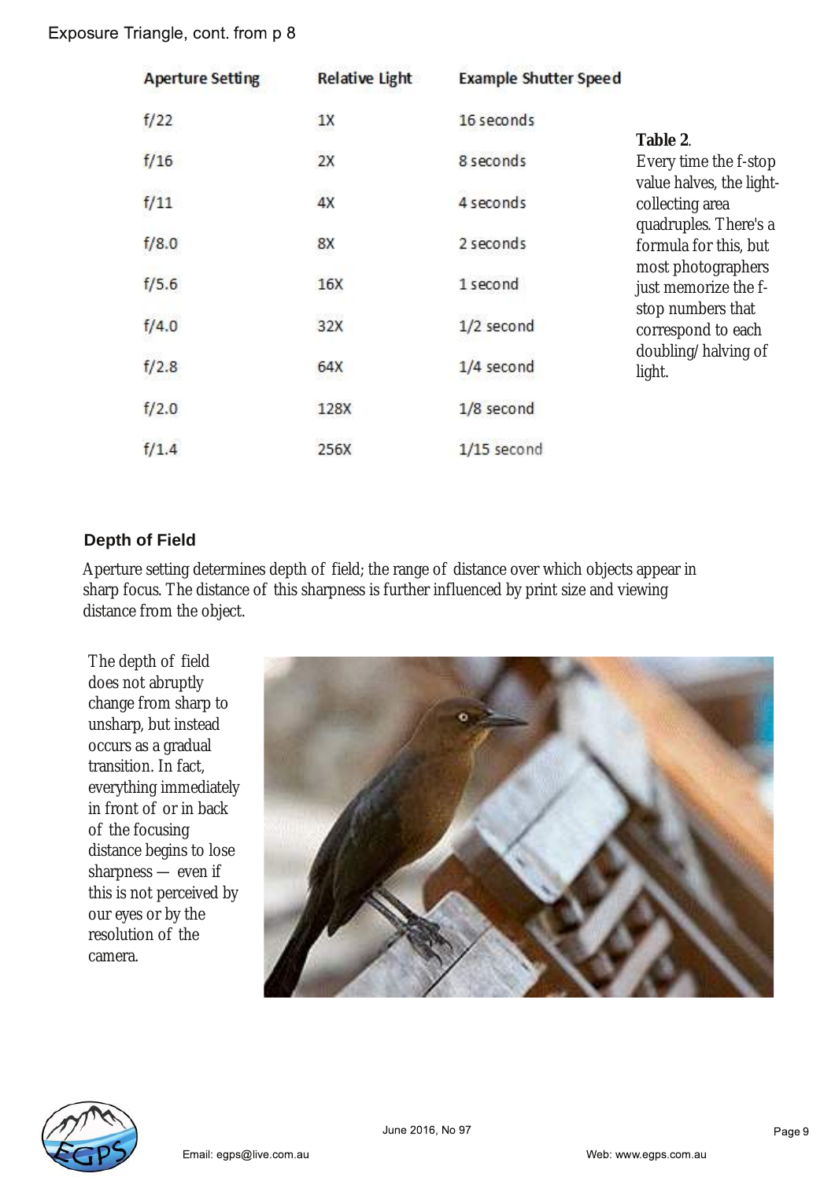Exposure Triangle, cont. from p 8

| Aperture Setting | Relative Light | Example Shutter Speed |
| --- | --- | --- |
| f/22 | 1X | 16 seconds |
| f/16 | 2X | 8 seconds |
| f/11 | 4X | 4 seconds |
| f/8.0 | 8X | 2 seconds |
| f/5.6 | 16X | 1 second |
| f/4.0 | 32X | 1/2 second |
| f/2.8 | 64X | 1/4 second |
| f/2.0 | 128X | 1/8 second |
| f/1.4 | 256X | 1/15 second |

**Table 2.**
Every time the f-stop value halves, the light-collecting area quadruples. There's a formula for this, but most photographers just memorize the f-stop numbers that correspond to each doubling/ halving of light.

### Depth of Field

Aperture setting determines depth of field; the range of distance over which objects appear in sharp focus. The distance of this sharpness is further influenced by print size and viewing distance from the object.

The depth of field does not abruptly change from sharp to unsharp, but instead occurs as a gradual transition. In fact, everything immediately in front of or in back of the focusing distance begins to lose sharpness — even if this is not perceived by our eyes or by the resolution of the camera.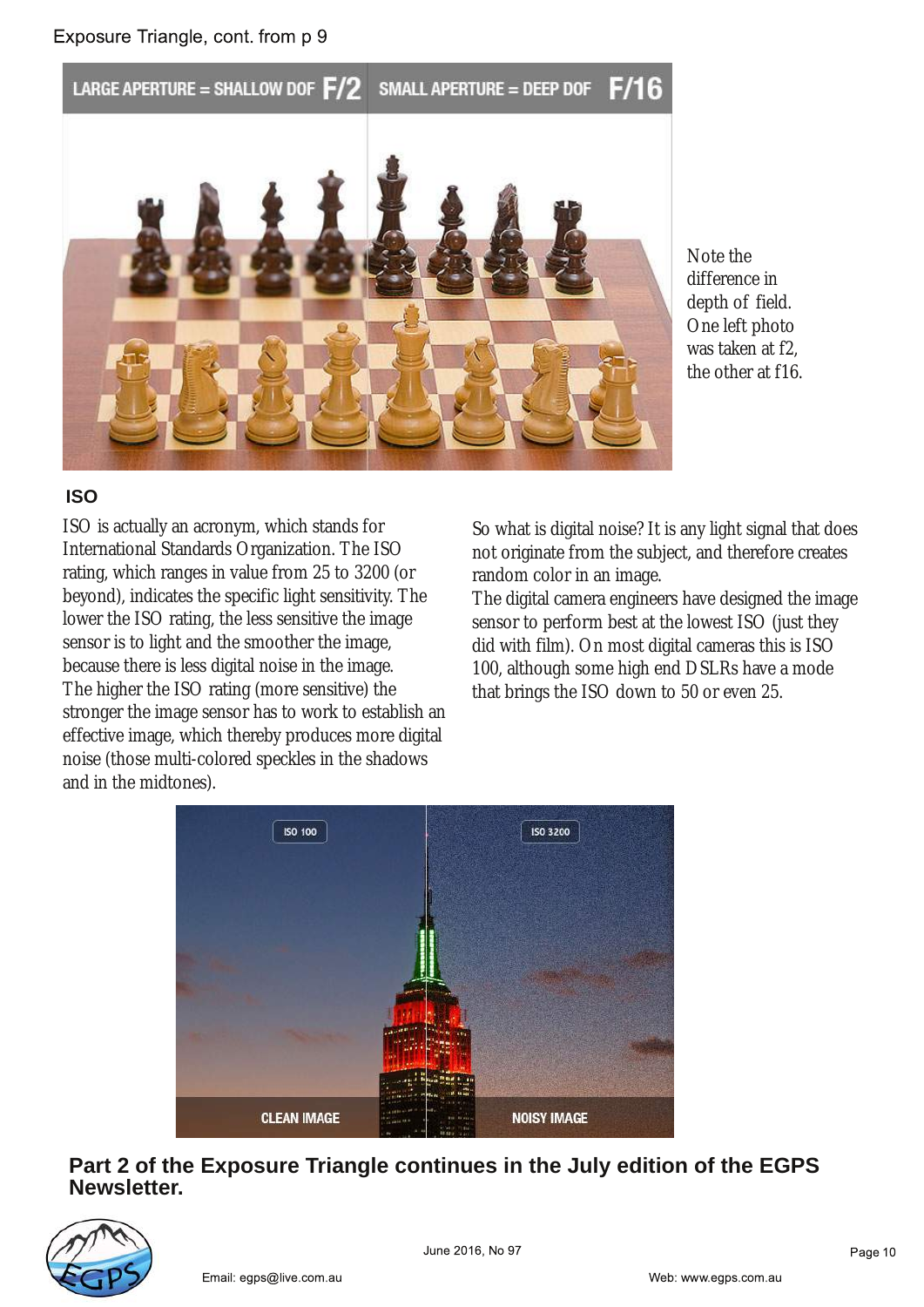Exposure Triangle, cont. from p 9

LARGE APERTURE = SHALLOW DOF F/2

SMALL APERTURE = DEEP DOF F/16

Note the difference in depth of field. One left photo was taken at f2, the other at f16.

## ISO

ISO is actually an acronym, which stands for International Standards Organization. The ISO rating, which ranges in value from 25 to 3200 (or beyond), indicates the specific light sensitivity. The lower the ISO rating, the less sensitive the image sensor is to light and the smoother the image, because there is less digital noise in the image. The higher the ISO rating (more sensitive) the stronger the image sensor has to work to establish an effective image, which thereby produces more digital noise (those multi-colored speckles in the shadows and in the midtones).

So what is digital noise? It is any light signal that does not originate from the subject, and therefore creates random color in an image.

The digital camera engineers have designed the image sensor to perform best at the lowest ISO (just they did with film). On most digital cameras this is ISO 100, although some high end DSLRs have a mode that brings the ISO down to 50 or even 25.

ISO 100

ISO 3200

CLEAN IMAGE

NOISY IMAGE

**Part 2 of the Exposure Triangle continues in the July edition of the EGPS Newsletter.**